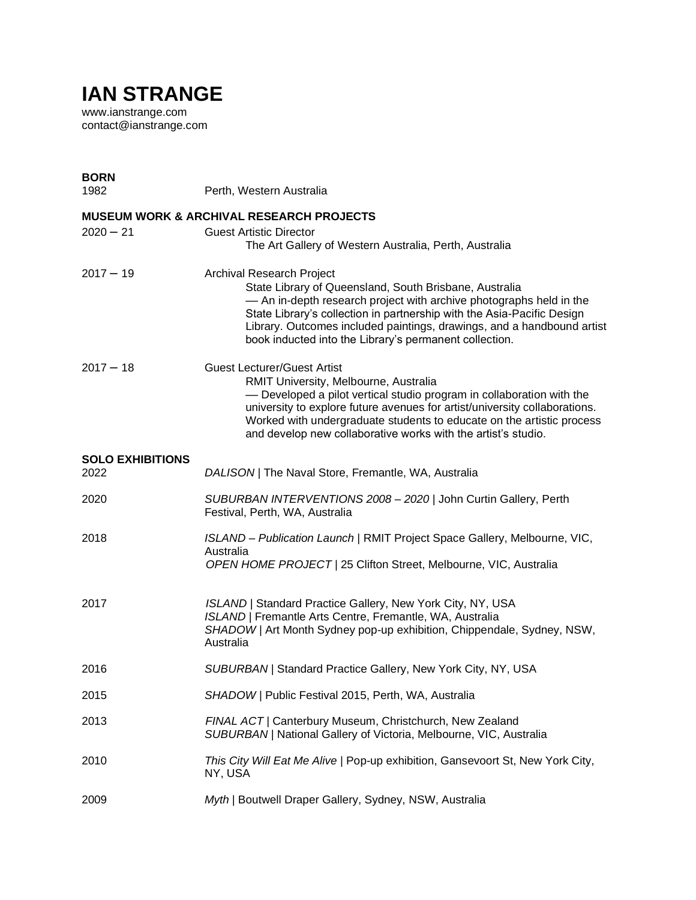# IAN STRANGE

www.ianstrange.com
contact@ianstrange.com

**BORN**

1982 Perth, Western Australia

**MUSEUM WORK & ARCHIVAL RESEARCH PROJECTS**

2020 – 21 Guest Artistic Director
The Art Gallery of Western Australia, Perth, Australia

2017 – 19 Archival Research Project
State Library of Queensland, South Brisbane, Australia
— An in-depth research project with archive photographs held in the State Library's collection in partnership with the Asia-Pacific Design Library. Outcomes included paintings, drawings, and a handbound artist book inducted into the Library's permanent collection.

2017 – 18 Guest Lecturer/Guest Artist
RMIT University, Melbourne, Australia
— Developed a pilot vertical studio program in collaboration with the university to explore future avenues for artist/university collaborations. Worked with undergraduate students to educate on the artistic process and develop new collaborative works with the artist's studio.

**SOLO EXHIBITIONS**

2022 *DALISON* | The Naval Store, Fremantle, WA, Australia

2020 *SUBURBAN INTERVENTIONS 2008 – 2020* | John Curtin Gallery, Perth Festival, Perth, WA, Australia

2018 *ISLAND – Publication Launch* | RMIT Project Space Gallery, Melbourne, VIC, Australia
*OPEN HOME PROJECT* | 25 Clifton Street, Melbourne, VIC, Australia

2017 *ISLAND* | Standard Practice Gallery, New York City, NY, USA
*ISLAND* | Fremantle Arts Centre, Fremantle, WA, Australia
*SHADOW* | Art Month Sydney pop-up exhibition, Chippendale, Sydney, NSW, Australia

2016 *SUBURBAN* | Standard Practice Gallery, New York City, NY, USA

2015 *SHADOW* | Public Festival 2015, Perth, WA, Australia

2013 *FINAL ACT* | Canterbury Museum, Christchurch, New Zealand
*SUBURBAN* | National Gallery of Victoria, Melbourne, VIC, Australia

2010 *This City Will Eat Me Alive* | Pop-up exhibition, Gansevoort St, New York City, NY, USA

2009 *Myth* | Boutwell Draper Gallery, Sydney, NSW, Australia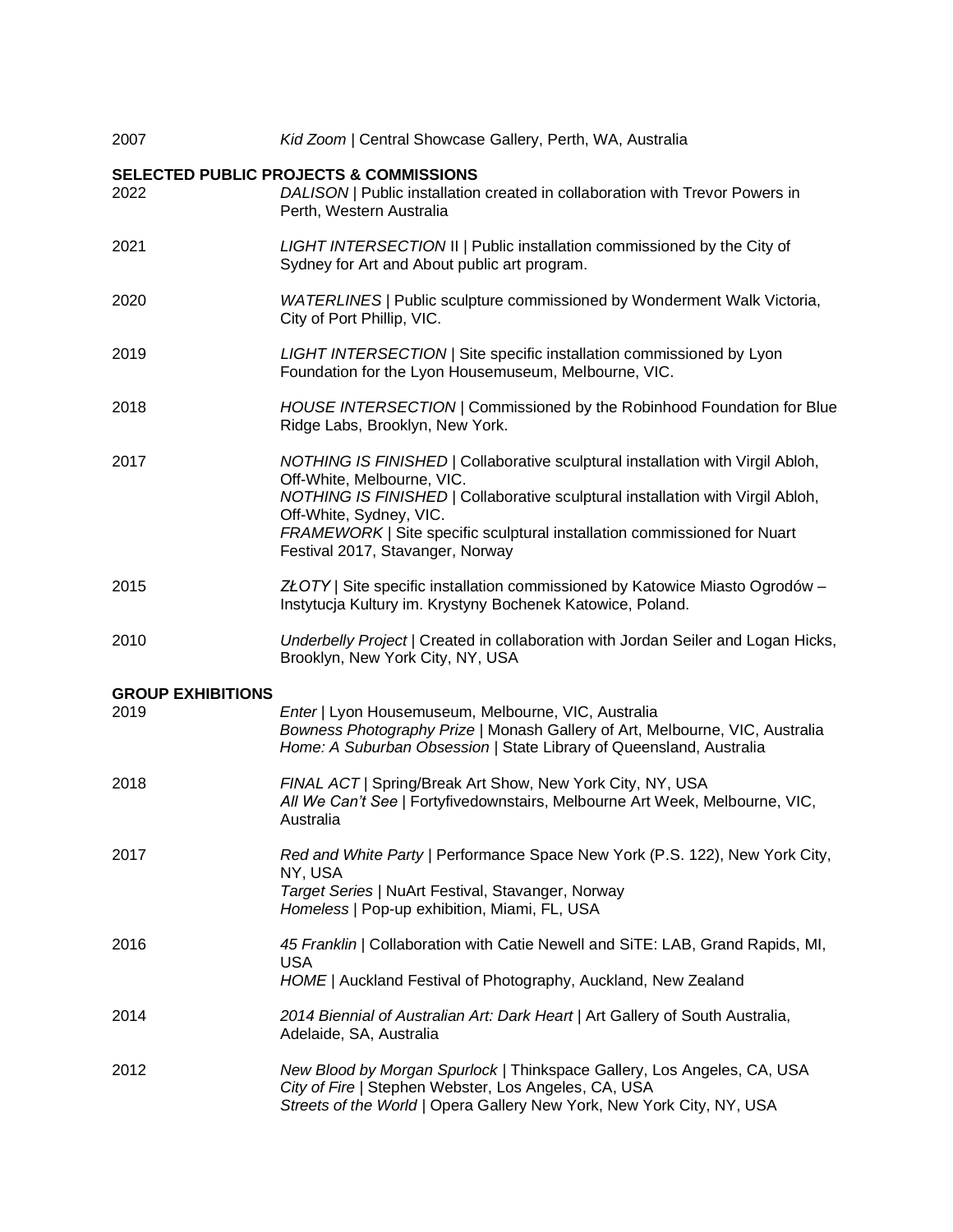2007 *Kid Zoom* | Central Showcase Gallery, Perth, WA, Australia

**SELECTED PUBLIC PROJECTS & COMMISSIONS**

2022 *DALISON* | Public installation created in collaboration with Trevor Powers in Perth, Western Australia

2021 *LIGHT INTERSECTION* II | Public installation commissioned by the City of Sydney for Art and About public art program.

2020 *WATERLINES* | Public sculpture commissioned by Wonderment Walk Victoria, City of Port Phillip, VIC.

2019 *LIGHT INTERSECTION* | Site specific installation commissioned by Lyon Foundation for the Lyon Housemuseum, Melbourne, VIC.

2018 *HOUSE INTERSECTION* | Commissioned by the Robinhood Foundation for Blue Ridge Labs, Brooklyn, New York.

2017 *NOTHING IS FINISHED* | Collaborative sculptural installation with Virgil Abloh, Off-White, Melbourne, VIC.
*NOTHING IS FINISHED* | Collaborative sculptural installation with Virgil Abloh, Off-White, Sydney, VIC.
*FRAMEWORK* | Site specific sculptural installation commissioned for Nuart Festival 2017, Stavanger, Norway

2015 *ZŁOTY* | Site specific installation commissioned by Katowice Miasto Ogrodów – Instytucja Kultury im. Krystyny Bochenek Katowice, Poland.

2010 *Underbelly Project* | Created in collaboration with Jordan Seiler and Logan Hicks, Brooklyn, New York City, NY, USA

**GROUP EXHIBITIONS**

2019 *Enter* | Lyon Housemuseum, Melbourne, VIC, Australia
*Bowness Photography Prize* | Monash Gallery of Art, Melbourne, VIC, Australia
*Home: A Suburban Obsession* | State Library of Queensland, Australia

2018 *FINAL ACT* | Spring/Break Art Show, New York City, NY, USA
*All We Can't See* | Fortyfivedownstairs, Melbourne Art Week, Melbourne, VIC, Australia

2017 *Red and White Party* | Performance Space New York (P.S. 122), New York City, NY, USA
*Target Series* | NuArt Festival, Stavanger, Norway
*Homeless* | Pop-up exhibition, Miami, FL, USA

2016 *45 Franklin* | Collaboration with Catie Newell and SiTE: LAB, Grand Rapids, MI, USA
*HOME* | Auckland Festival of Photography, Auckland, New Zealand

2014 *2014 Biennial of Australian Art: Dark Heart* | Art Gallery of South Australia, Adelaide, SA, Australia

2012 *New Blood by Morgan Spurlock* | Thinkspace Gallery, Los Angeles, CA, USA
*City of Fire* | Stephen Webster, Los Angeles, CA, USA
*Streets of the World* | Opera Gallery New York, New York City, NY, USA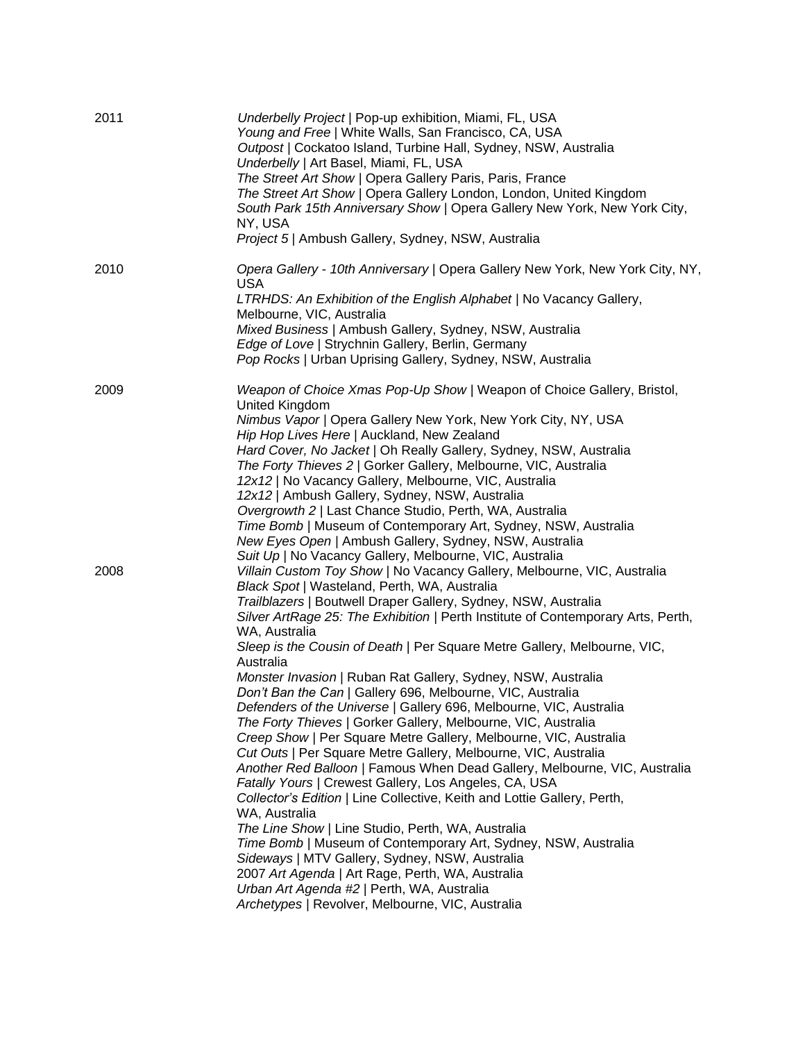2011

*Underbelly Project* | Pop-up exhibition, Miami, FL, USA
*Young and Free* | White Walls, San Francisco, CA, USA
*Outpost* | Cockatoo Island, Turbine Hall, Sydney, NSW, Australia
*Underbelly* | Art Basel, Miami, FL, USA
*The Street Art Show* | Opera Gallery Paris, Paris, France
*The Street Art Show* | Opera Gallery London, London, United Kingdom
*South Park 15th Anniversary Show* | Opera Gallery New York, New York City, NY, USA
*Project 5* | Ambush Gallery, Sydney, NSW, Australia

2010

*Opera Gallery - 10th Anniversary* | Opera Gallery New York, New York City, NY, USA
*LTRHDS: An Exhibition of the English Alphabet* | No Vacancy Gallery, Melbourne, VIC, Australia
*Mixed Business* | Ambush Gallery, Sydney, NSW, Australia
*Edge of Love* | Strychnin Gallery, Berlin, Germany
*Pop Rocks* | Urban Uprising Gallery, Sydney, NSW, Australia

2009

*Weapon of Choice Xmas Pop-Up Show* | Weapon of Choice Gallery, Bristol, United Kingdom
*Nimbus Vapor* | Opera Gallery New York, New York City, NY, USA
*Hip Hop Lives Here* | Auckland, New Zealand
*Hard Cover, No Jacket* | Oh Really Gallery, Sydney, NSW, Australia
*The Forty Thieves 2* | Gorker Gallery, Melbourne, VIC, Australia
*12x12* | No Vacancy Gallery, Melbourne, VIC, Australia
*12x12* | Ambush Gallery, Sydney, NSW, Australia
*Overgrowth 2* | Last Chance Studio, Perth, WA, Australia
*Time Bomb* | Museum of Contemporary Art, Sydney, NSW, Australia
*New Eyes Open* | Ambush Gallery, Sydney, NSW, Australia
*Suit Up* | No Vacancy Gallery, Melbourne, VIC, Australia

2008

*Villain Custom Toy Show* | No Vacancy Gallery, Melbourne, VIC, Australia
*Black Spot* | Wasteland, Perth, WA, Australia
*Trailblazers* | Boutwell Draper Gallery, Sydney, NSW, Australia
*Silver ArtRage 25: The Exhibition* | Perth Institute of Contemporary Arts, Perth, WA, Australia
*Sleep is the Cousin of Death* | Per Square Metre Gallery, Melbourne, VIC, Australia
*Monster Invasion* | Ruban Rat Gallery, Sydney, NSW, Australia
*Don't Ban the Can* | Gallery 696, Melbourne, VIC, Australia
*Defenders of the Universe* | Gallery 696, Melbourne, VIC, Australia
*The Forty Thieves* | Gorker Gallery, Melbourne, VIC, Australia
*Creep Show* | Per Square Metre Gallery, Melbourne, VIC, Australia
*Cut Outs* | Per Square Metre Gallery, Melbourne, VIC, Australia
*Another Red Balloon* | Famous When Dead Gallery, Melbourne, VIC, Australia
*Fatally Yours* | Crewest Gallery, Los Angeles, CA, USA
*Collector's Edition* | Line Collective, Keith and Lottie Gallery, Perth, WA, Australia
*The Line Show* | Line Studio, Perth, WA, Australia
*Time Bomb* | Museum of Contemporary Art, Sydney, NSW, Australia
*Sideways* | MTV Gallery, Sydney, NSW, Australia
2007 *Art Agenda* | Art Rage, Perth, WA, Australia
*Urban Art Agenda #2* | Perth, WA, Australia
*Archetypes* | Revolver, Melbourne, VIC, Australia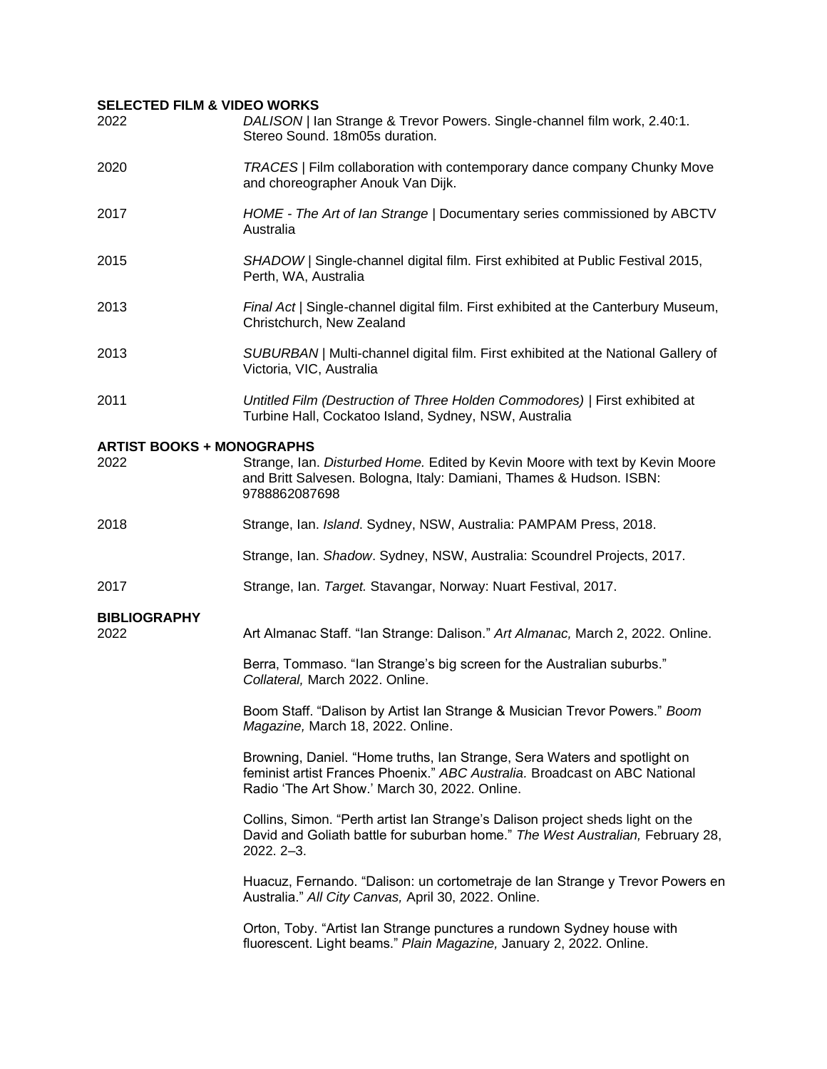## SELECTED FILM & VIDEO WORKS

2022 — *DALISON* | Ian Strange & Trevor Powers. Single-channel film work, 2.40:1. Stereo Sound. 18m05s duration.

2020 — *TRACES* | Film collaboration with contemporary dance company Chunky Move and choreographer Anouk Van Dijk.

2017 — *HOME - The Art of Ian Strange* | Documentary series commissioned by ABCTV Australia

2015 — *SHADOW* | Single-channel digital film. First exhibited at Public Festival 2015, Perth, WA, Australia

2013 — *Final Act* | Single-channel digital film. First exhibited at the Canterbury Museum, Christchurch, New Zealand

2013 — *SUBURBAN* | Multi-channel digital film. First exhibited at the National Gallery of Victoria, VIC, Australia

2011 — *Untitled Film (Destruction of Three Holden Commodores)* | First exhibited at Turbine Hall, Cockatoo Island, Sydney, NSW, Australia

## ARTIST BOOKS + MONOGRAPHS

2022 — Strange, Ian. *Disturbed Home.* Edited by Kevin Moore with text by Kevin Moore and Britt Salvesen. Bologna, Italy: Damiani, Thames & Hudson. ISBN: 9788862087698

2018 — Strange, Ian. *Island*. Sydney, NSW, Australia: PAMPAM Press, 2018.

Strange, Ian. *Shadow*. Sydney, NSW, Australia: Scoundrel Projects, 2017.

2017 — Strange, Ian. *Target.* Stavangar, Norway: Nuart Festival, 2017.

## BIBLIOGRAPHY

2022

Art Almanac Staff. "Ian Strange: Dalison." *Art Almanac,* March 2, 2022. Online.

Berra, Tommaso. "Ian Strange's big screen for the Australian suburbs." *Collateral,* March 2022. Online.

Boom Staff. "Dalison by Artist Ian Strange & Musician Trevor Powers." *Boom Magazine,* March 18, 2022. Online.

Browning, Daniel. "Home truths, Ian Strange, Sera Waters and spotlight on feminist artist Frances Phoenix." *ABC Australia.* Broadcast on ABC National Radio 'The Art Show.' March 30, 2022. Online.

Collins, Simon. "Perth artist Ian Strange's Dalison project sheds light on the David and Goliath battle for suburban home." *The West Australian,* February 28, 2022. 2–3.

Huacuz, Fernando. "Dalison: un cortometraje de Ian Strange y Trevor Powers en Australia." *All City Canvas,* April 30, 2022. Online.

Orton, Toby. "Artist Ian Strange punctures a rundown Sydney house with fluorescent. Light beams." *Plain Magazine,* January 2, 2022. Online.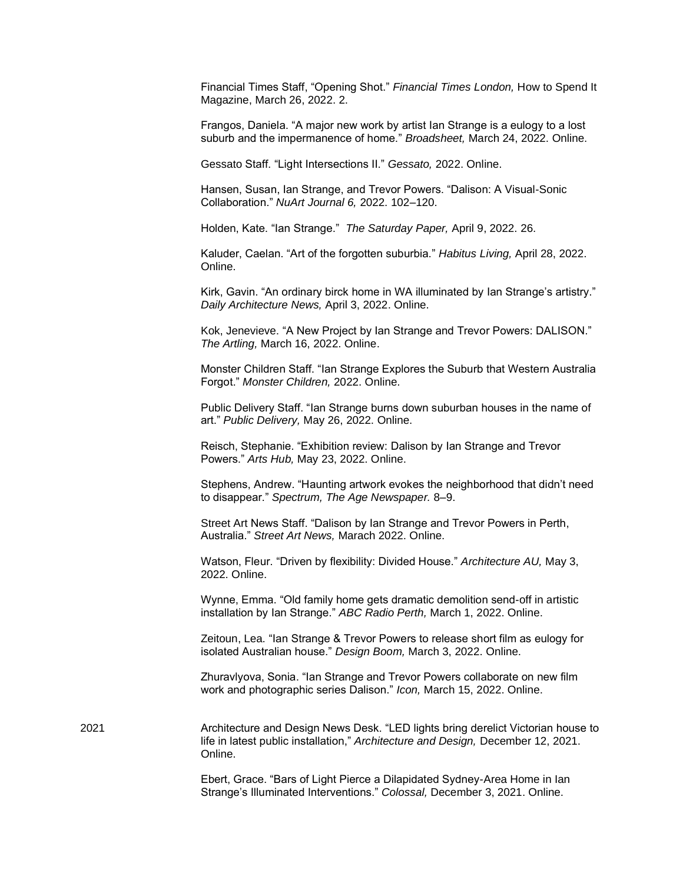Financial Times Staff, “Opening Shot.” *Financial Times London,* How to Spend It Magazine, March 26, 2022. 2.

Frangos, Daniela. “A major new work by artist Ian Strange is a eulogy to a lost suburb and the impermanence of home.” *Broadsheet,* March 24, 2022. Online.

Gessato Staff. “Light Intersections II.” *Gessato,* 2022. Online.

Hansen, Susan, Ian Strange, and Trevor Powers. “Dalison: A Visual-Sonic Collaboration.” *NuArt Journal 6,* 2022. 102–120.

Holden, Kate. “Ian Strange.” *The Saturday Paper,* April 9, 2022. 26.

Kaluder, Caelan. “Art of the forgotten suburbia.” *Habitus Living,* April 28, 2022. Online.

Kirk, Gavin. “An ordinary birck home in WA illuminated by Ian Strange’s artistry.” *Daily Architecture News,* April 3, 2022. Online.

Kok, Jenevieve. “A New Project by Ian Strange and Trevor Powers: DALISON.” *The Artling,* March 16, 2022. Online.

Monster Children Staff. “Ian Strange Explores the Suburb that Western Australia Forgot.” *Monster Children,* 2022. Online.

Public Delivery Staff. “Ian Strange burns down suburban houses in the name of art.” *Public Delivery,* May 26, 2022. Online.

Reisch, Stephanie. “Exhibition review: Dalison by Ian Strange and Trevor Powers.” *Arts Hub,* May 23, 2022. Online.

Stephens, Andrew. “Haunting artwork evokes the neighborhood that didn’t need to disappear.” *Spectrum, The Age Newspaper.* 8–9.

Street Art News Staff. “Dalison by Ian Strange and Trevor Powers in Perth, Australia.” *Street Art News,* Marach 2022. Online.

Watson, Fleur. “Driven by flexibility: Divided House.” *Architecture AU,* May 3, 2022. Online.

Wynne, Emma. “Old family home gets dramatic demolition send-off in artistic installation by Ian Strange.” *ABC Radio Perth,* March 1, 2022. Online.

Zeitoun, Lea. “Ian Strange & Trevor Powers to release short film as eulogy for isolated Australian house.” *Design Boom,* March 3, 2022. Online.

Zhuravlyova, Sonia. “Ian Strange and Trevor Powers collaborate on new film work and photographic series Dalison.” *Icon,* March 15, 2022. Online.

2021

Architecture and Design News Desk. “LED lights bring derelict Victorian house to life in latest public installation,” *Architecture and Design,* December 12, 2021. Online.

Ebert, Grace. “Bars of Light Pierce a Dilapidated Sydney-Area Home in Ian Strange’s Illuminated Interventions.” *Colossal,* December 3, 2021. Online.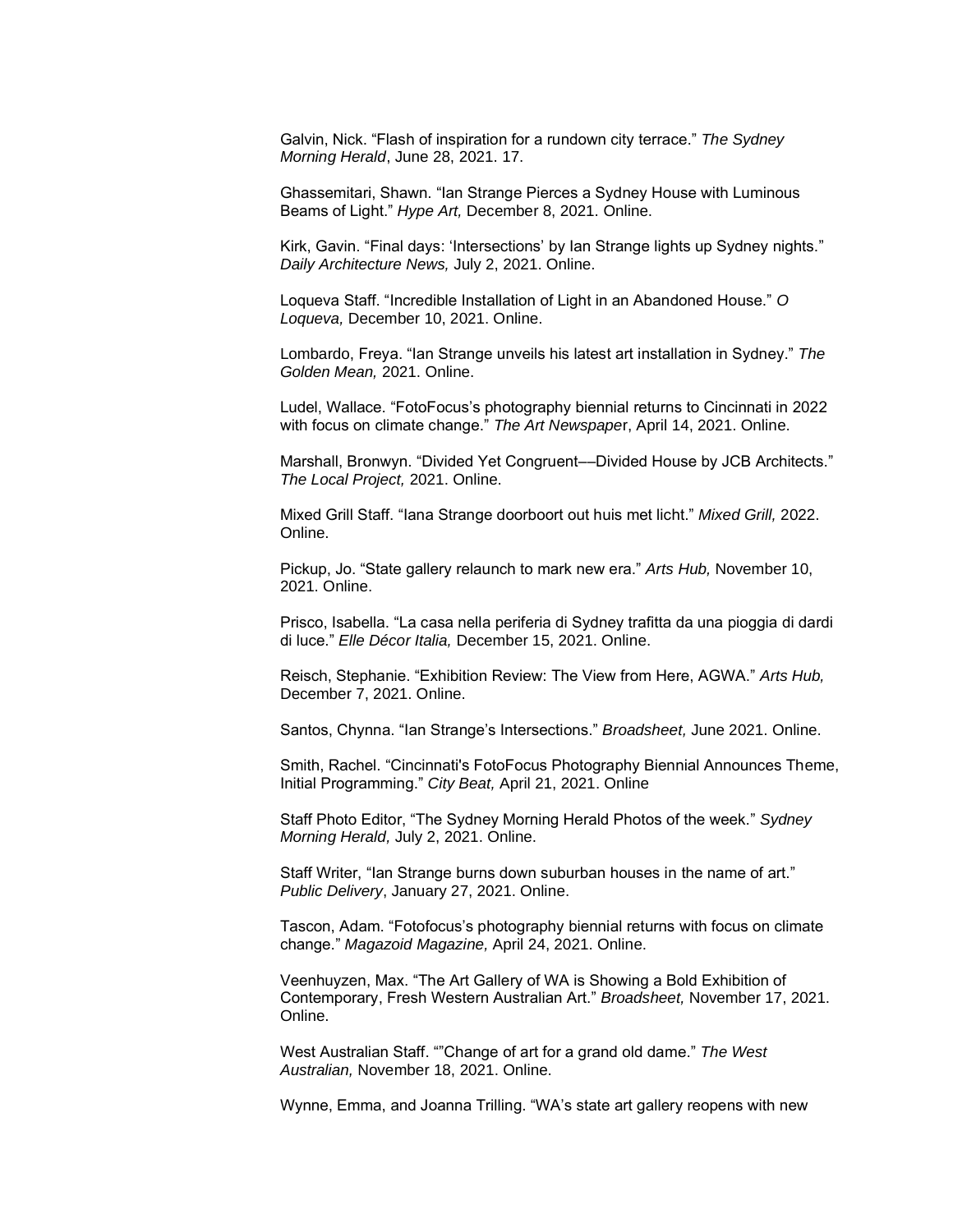Galvin, Nick. “Flash of inspiration for a rundown city terrace.” *The Sydney Morning Herald*, June 28, 2021. 17.

Ghassemitari, Shawn. “Ian Strange Pierces a Sydney House with Luminous Beams of Light.” *Hype Art,* December 8, 2021. Online.

Kirk, Gavin. “Final days: ‘Intersections’ by Ian Strange lights up Sydney nights.” *Daily Architecture News,* July 2, 2021. Online.

Loqueva Staff. “Incredible Installation of Light in an Abandoned House.” *O Loqueva,* December 10, 2021. Online.

Lombardo, Freya. “Ian Strange unveils his latest art installation in Sydney.” *The Golden Mean,* 2021. Online.

Ludel, Wallace. “FotoFocus’s photography biennial returns to Cincinnati in 2022 with focus on climate change.” *The Art Newspape*r, April 14, 2021. Online.

Marshall, Bronwyn. “Divided Yet Congruent––Divided House by JCB Architects.” *The Local Project,* 2021. Online.

Mixed Grill Staff. “Iana Strange doorboort out huis met licht.” *Mixed Grill,* 2022. Online.

Pickup, Jo. “State gallery relaunch to mark new era.” *Arts Hub,* November 10, 2021. Online.

Prisco, Isabella. “La casa nella periferia di Sydney trafitta da una pioggia di dardi di luce.” *Elle Décor Italia,* December 15, 2021. Online.

Reisch, Stephanie. “Exhibition Review: The View from Here, AGWA.” *Arts Hub,* December 7, 2021. Online.

Santos, Chynna. “Ian Strange’s Intersections.” *Broadsheet,* June 2021. Online.

Smith, Rachel. “Cincinnati's FotoFocus Photography Biennial Announces Theme, Initial Programming.” *City Beat,* April 21, 2021. Online

Staff Photo Editor, “The Sydney Morning Herald Photos of the week.” *Sydney Morning Herald,* July 2, 2021. Online.

Staff Writer, “Ian Strange burns down suburban houses in the name of art.” *Public Delivery*, January 27, 2021. Online.

Tascon, Adam. “Fotofocus’s photography biennial returns with focus on climate change.” *Magazoid Magazine,* April 24, 2021. Online.

Veenhuyzen, Max. “The Art Gallery of WA is Showing a Bold Exhibition of Contemporary, Fresh Western Australian Art.” *Broadsheet,* November 17, 2021. Online.

West Australian Staff. “”Change of art for a grand old dame.” *The West Australian,* November 18, 2021. Online.

Wynne, Emma, and Joanna Trilling. “WA’s state art gallery reopens with new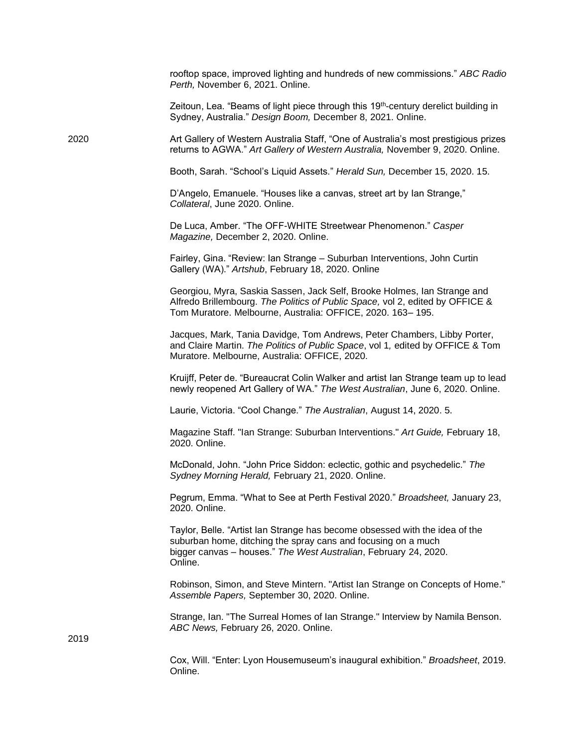rooftop space, improved lighting and hundreds of new commissions." *ABC Radio Perth,* November 6, 2021. Online.

Zeitoun, Lea. "Beams of light piece through this 19th-century derelict building in Sydney, Australia." *Design Boom,* December 8, 2021. Online.

2020

Art Gallery of Western Australia Staff, "One of Australia's most prestigious prizes returns to AGWA." *Art Gallery of Western Australia,* November 9, 2020. Online.

Booth, Sarah. "School's Liquid Assets." *Herald Sun,* December 15, 2020. 15.

D'Angelo, Emanuele. "Houses like a canvas, street art by Ian Strange," *Collateral*, June 2020. Online.

De Luca, Amber. "The OFF-WHITE Streetwear Phenomenon." *Casper Magazine,* December 2, 2020. Online.

Fairley, Gina. "Review: Ian Strange – Suburban Interventions, John Curtin Gallery (WA)." *Artshub*, February 18, 2020. Online

Georgiou, Myra, Saskia Sassen, Jack Self, Brooke Holmes, Ian Strange and Alfredo Brillembourg. *The Politics of Public Space,* vol 2, edited by OFFICE & Tom Muratore. Melbourne, Australia: OFFICE, 2020. 163– 195.

Jacques, Mark, Tania Davidge, Tom Andrews, Peter Chambers, Libby Porter, and Claire Martin. *The Politics of Public Space*, vol 1*,* edited by OFFICE & Tom Muratore. Melbourne, Australia: OFFICE, 2020.

Kruijff, Peter de. "Bureaucrat Colin Walker and artist Ian Strange team up to lead newly reopened Art Gallery of WA." *The West Australian*, June 6, 2020. Online.

Laurie, Victoria. "Cool Change." *The Australian*, August 14, 2020. 5.

Magazine Staff. "Ian Strange: Suburban Interventions." *Art Guide,* February 18, 2020. Online.

McDonald, John. "John Price Siddon: eclectic, gothic and psychedelic." *The Sydney Morning Herald,* February 21, 2020. Online.

Pegrum, Emma. "What to See at Perth Festival 2020." *Broadsheet,* January 23, 2020. Online.

Taylor, Belle. "Artist Ian Strange has become obsessed with the idea of the suburban home, ditching the spray cans and focusing on a much bigger canvas – houses." *The West Australian*, February 24, 2020. Online.

Robinson, Simon, and Steve Mintern. "Artist Ian Strange on Concepts of Home." *Assemble Papers,* September 30, 2020. Online.

Strange, Ian. "The Surreal Homes of Ian Strange." Interview by Namila Benson. *ABC News,* February 26, 2020. Online.

2019

Cox, Will. "Enter: Lyon Housemuseum's inaugural exhibition." *Broadsheet*, 2019. Online.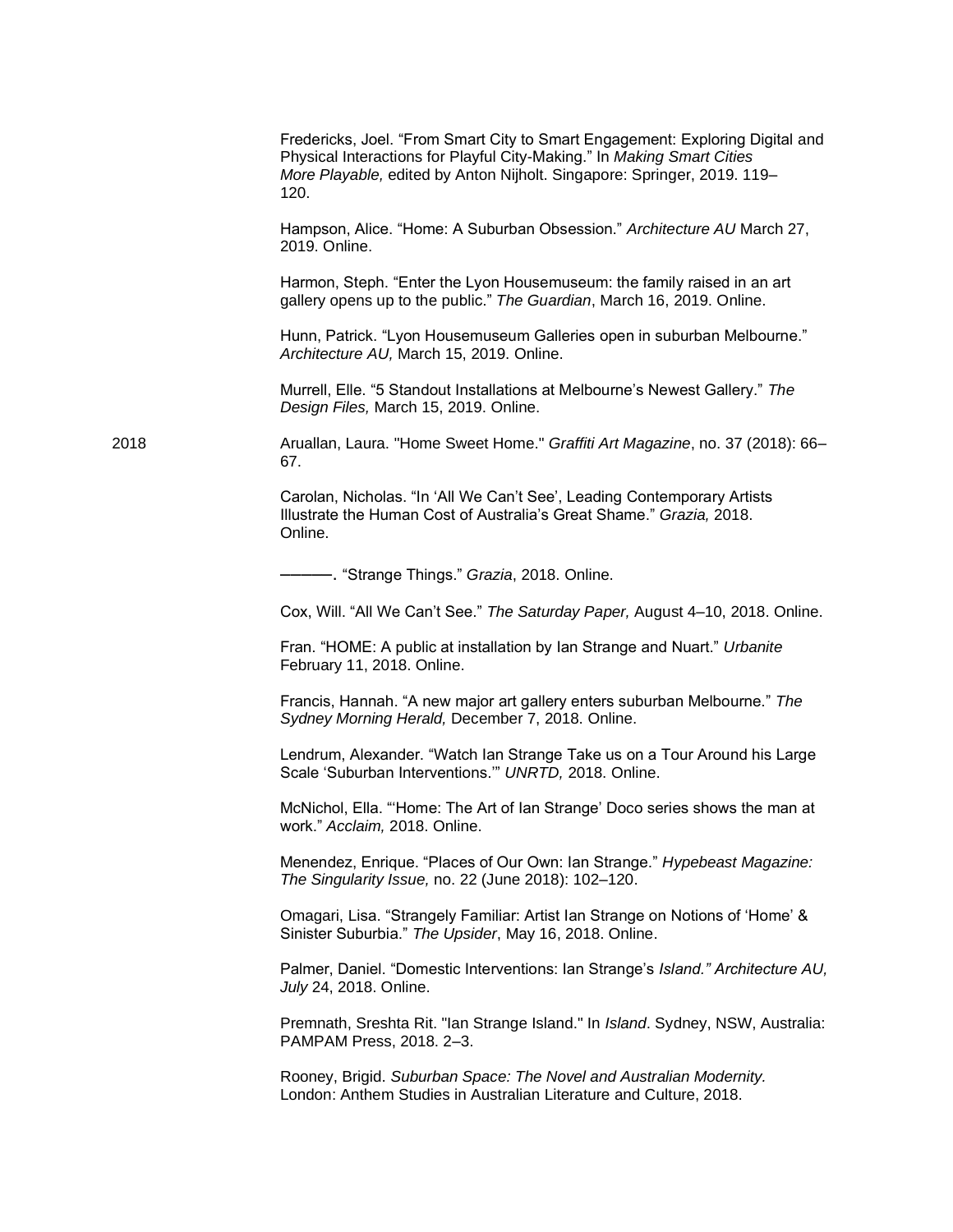Fredericks, Joel. “From Smart City to Smart Engagement: Exploring Digital and Physical Interactions for Playful City-Making.” In *Making Smart Cities More Playable,* edited by Anton Nijholt. Singapore: Springer, 2019. 119–120.

Hampson, Alice. “Home: A Suburban Obsession.” *Architecture AU* March 27, 2019. Online.

Harmon, Steph. “Enter the Lyon Housemuseum: the family raised in an art gallery opens up to the public.” *The Guardian*, March 16, 2019. Online.

Hunn, Patrick. “Lyon Housemuseum Galleries open in suburban Melbourne.” *Architecture AU,* March 15, 2019. Online.

Murrell, Elle. “5 Standout Installations at Melbourne’s Newest Gallery.” *The Design Files,* March 15, 2019. Online.

2018

Aruallan, Laura. "Home Sweet Home." *Graffiti Art Magazine*, no. 37 (2018): 66–67.

Carolan, Nicholas. “In ‘All We Can’t See’, Leading Contemporary Artists Illustrate the Human Cost of Australia’s Great Shame.” *Grazia,* 2018. Online.

———. “Strange Things.” *Grazia*, 2018. Online.

Cox, Will. “All We Can’t See.” *The Saturday Paper,* August 4–10, 2018. Online.

Fran. “HOME: A public at installation by Ian Strange and Nuart.” *Urbanite* February 11, 2018. Online.

Francis, Hannah. “A new major art gallery enters suburban Melbourne.” *The Sydney Morning Herald,* December 7, 2018. Online.

Lendrum, Alexander. “Watch Ian Strange Take us on a Tour Around his Large Scale ‘Suburban Interventions.’” *UNRTD,* 2018. Online.

McNichol, Ella. “‘Home: The Art of Ian Strange’ Doco series shows the man at work.” *Acclaim,* 2018. Online.

Menendez, Enrique. “Places of Our Own: Ian Strange.” *Hypebeast Magazine: The Singularity Issue,* no. 22 (June 2018): 102–120.

Omagari, Lisa. “Strangely Familiar: Artist Ian Strange on Notions of ‘Home’ & Sinister Suburbia.” *The Upsider*, May 16, 2018. Online.

Palmer, Daniel. “Domestic Interventions: Ian Strange’s *Island.” Architecture AU, July* 24, 2018. Online.

Premnath, Sreshta Rit. "Ian Strange Island." In *Island*. Sydney, NSW, Australia: PAMPAM Press, 2018. 2–3.

Rooney, Brigid. *Suburban Space: The Novel and Australian Modernity.* London: Anthem Studies in Australian Literature and Culture, 2018.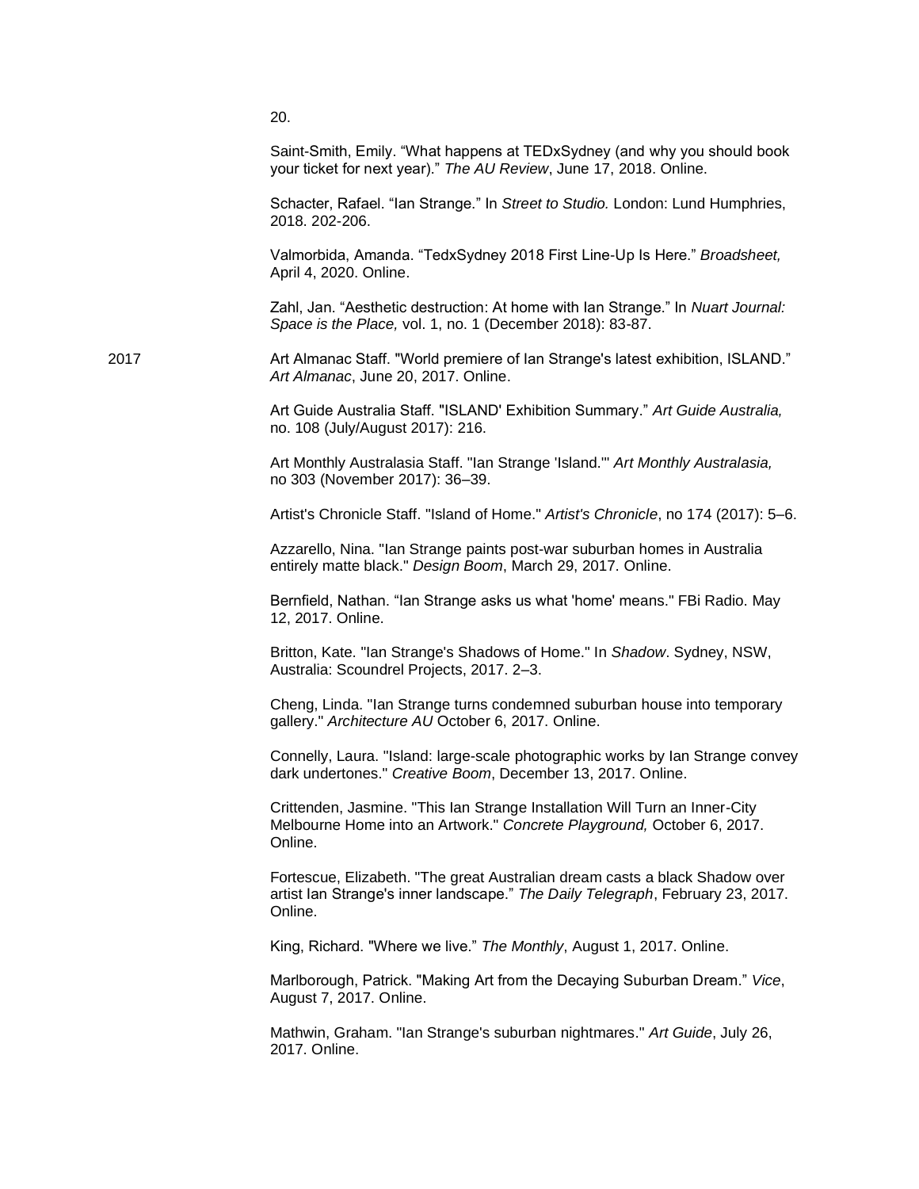20.

Saint-Smith, Emily. “What happens at TEDxSydney (and why you should book your ticket for next year).” *The AU Review*, June 17, 2018. Online.

Schacter, Rafael. “Ian Strange.” In *Street to Studio.* London: Lund Humphries, 2018. 202-206.

Valmorbida, Amanda. “TedxSydney 2018 First Line-Up Is Here.” *Broadsheet,* April 4, 2020. Online.

Zahl, Jan. “Aesthetic destruction: At home with Ian Strange.” In *Nuart Journal: Space is the Place,* vol. 1, no. 1 (December 2018): 83-87.

2017

Art Almanac Staff. "World premiere of Ian Strange's latest exhibition, ISLAND." *Art Almanac*, June 20, 2017. Online.

Art Guide Australia Staff. "ISLAND' Exhibition Summary.” *Art Guide Australia,* no. 108 (July/August 2017): 216.

Art Monthly Australasia Staff. "Ian Strange 'Island."' *Art Monthly Australasia,* no 303 (November 2017): 36–39.

Artist's Chronicle Staff. "Island of Home." *Artist's Chronicle*, no 174 (2017): 5–6.

Azzarello, Nina. "Ian Strange paints post-war suburban homes in Australia entirely matte black." *Design Boom*, March 29, 2017. Online.

Bernfield, Nathan. “Ian Strange asks us what 'home' means." FBi Radio. May 12, 2017. Online.

Britton, Kate. "Ian Strange's Shadows of Home." In *Shadow*. Sydney, NSW, Australia: Scoundrel Projects, 2017. 2–3.

Cheng, Linda. "Ian Strange turns condemned suburban house into temporary gallery." *Architecture AU* October 6, 2017. Online.

Connelly, Laura. "Island: large-scale photographic works by Ian Strange convey dark undertones." *Creative Boom*, December 13, 2017. Online.

Crittenden, Jasmine. "This Ian Strange Installation Will Turn an Inner-City Melbourne Home into an Artwork." *Concrete Playground,* October 6, 2017. Online.

Fortescue, Elizabeth. "The great Australian dream casts a black Shadow over artist Ian Strange's inner landscape.” *The Daily Telegraph*, February 23, 2017. Online.

King, Richard. "Where we live.” *The Monthly*, August 1, 2017. Online.

Marlborough, Patrick. "Making Art from the Decaying Suburban Dream.” *Vice*, August 7, 2017. Online.

Mathwin, Graham. "Ian Strange's suburban nightmares." *Art Guide*, July 26, 2017. Online.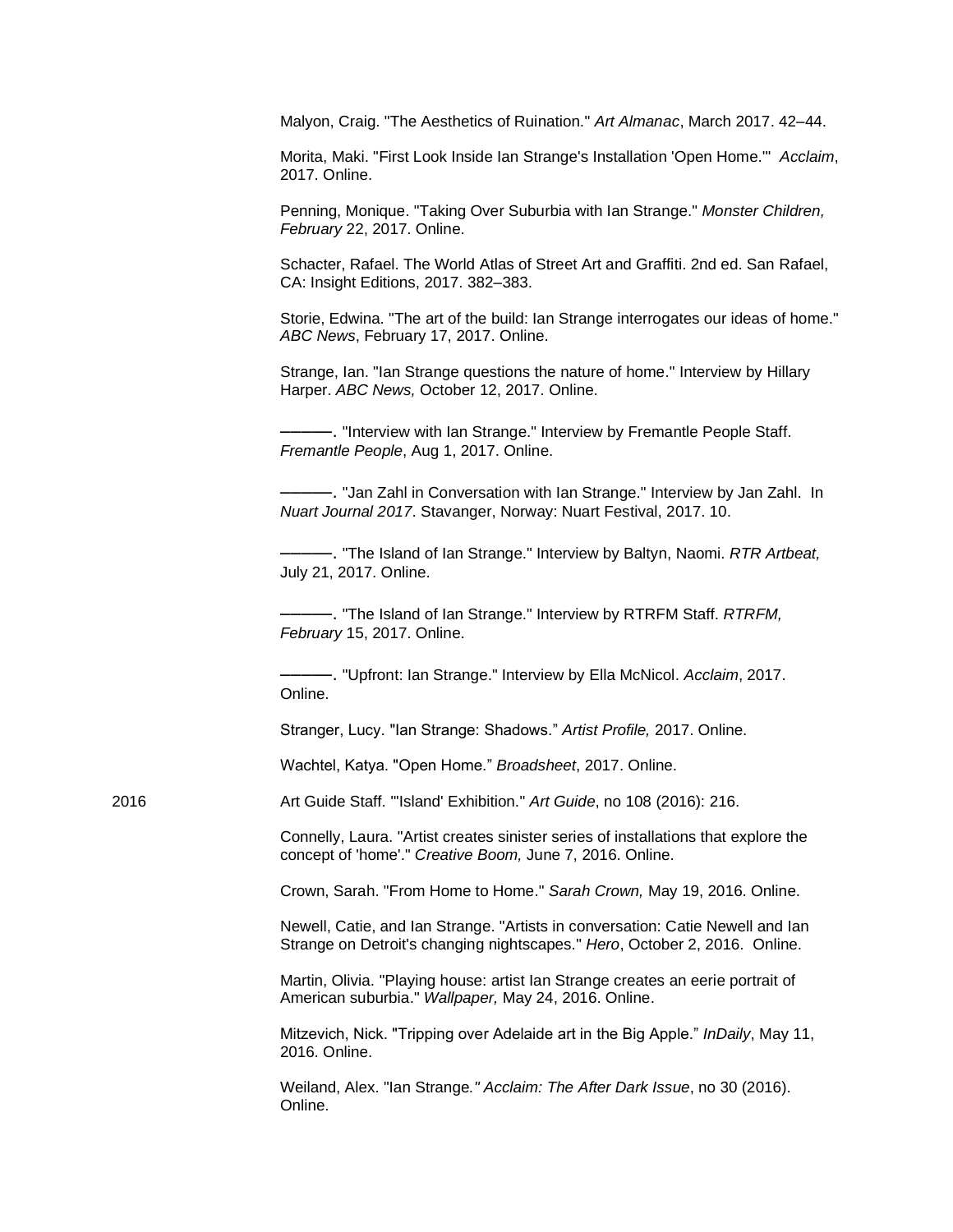Malyon, Craig. "The Aesthetics of Ruination." *Art Almanac*, March 2017. 42–44.

Morita, Maki. "First Look Inside Ian Strange's Installation 'Open Home.'" *Acclaim*, 2017. Online.

Penning, Monique. "Taking Over Suburbia with Ian Strange." *Monster Children, February* 22, 2017. Online.

Schacter, Rafael. The World Atlas of Street Art and Graffiti. 2nd ed. San Rafael, CA: Insight Editions, 2017. 382–383.

Storie, Edwina. "The art of the build: Ian Strange interrogates our ideas of home." *ABC News*, February 17, 2017. Online.

Strange, Ian. "Ian Strange questions the nature of home." Interview by Hillary Harper. *ABC News,* October 12, 2017. Online.

———. "Interview with Ian Strange." Interview by Fremantle People Staff. *Fremantle People*, Aug 1, 2017. Online.

———. "Jan Zahl in Conversation with Ian Strange." Interview by Jan Zahl. In *Nuart Journal 2017*. Stavanger, Norway: Nuart Festival, 2017. 10.

———. "The Island of Ian Strange." Interview by Baltyn, Naomi. *RTR Artbeat,* July 21, 2017. Online.

———. "The Island of Ian Strange." Interview by RTRFM Staff. *RTRFM, February* 15, 2017. Online.

———. "Upfront: Ian Strange." Interview by Ella McNicol. *Acclaim*, 2017. Online.

Stranger, Lucy. "Ian Strange: Shadows." *Artist Profile,* 2017. Online.

Wachtel, Katya. "Open Home." *Broadsheet*, 2017. Online.

2016

Art Guide Staff. "'Island' Exhibition." *Art Guide*, no 108 (2016): 216.

Connelly, Laura. "Artist creates sinister series of installations that explore the concept of 'home'." *Creative Boom,* June 7, 2016. Online.

Crown, Sarah. "From Home to Home." *Sarah Crown,* May 19, 2016. Online.

Newell, Catie, and Ian Strange. "Artists in conversation: Catie Newell and Ian Strange on Detroit's changing nightscapes." *Hero*, October 2, 2016. Online.

Martin, Olivia. "Playing house: artist Ian Strange creates an eerie portrait of American suburbia." *Wallpaper,* May 24, 2016. Online.

Mitzevich, Nick. "Tripping over Adelaide art in the Big Apple." *InDaily*, May 11, 2016. Online.

Weiland, Alex. "Ian Strange." *Acclaim: The After Dark Issue*, no 30 (2016). Online.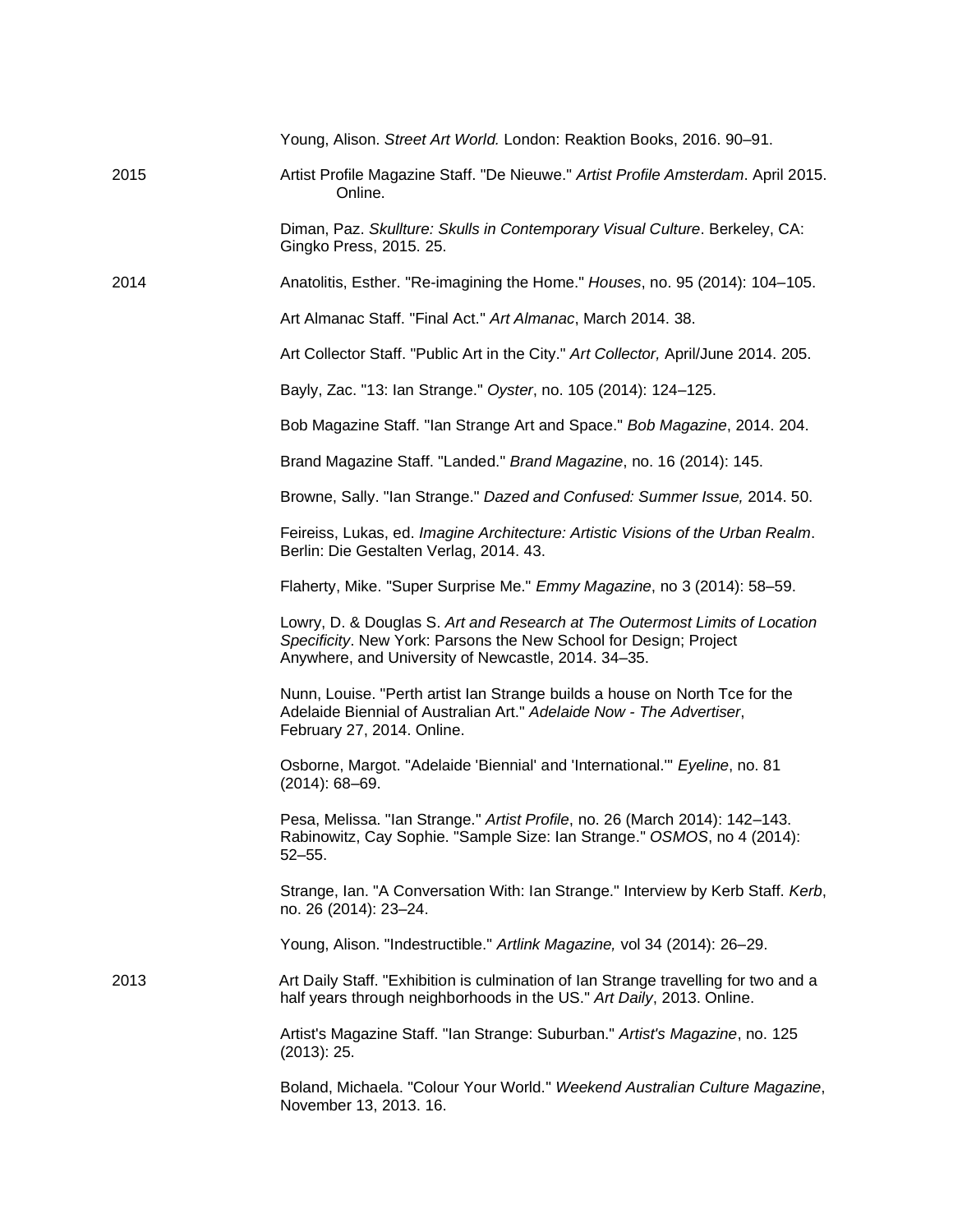Young, Alison. *Street Art World.* London: Reaktion Books, 2016. 90–91.

2015

Artist Profile Magazine Staff. "De Nieuwe." *Artist Profile Amsterdam*. April 2015. Online.

Diman, Paz. *Skullture: Skulls in Contemporary Visual Culture*. Berkeley, CA: Gingko Press, 2015. 25.

2014

Anatolitis, Esther. "Re-imagining the Home." *Houses*, no. 95 (2014): 104–105.

Art Almanac Staff. "Final Act." *Art Almanac*, March 2014. 38.

Art Collector Staff. "Public Art in the City." *Art Collector,* April/June 2014. 205.

Bayly, Zac. "13: Ian Strange." *Oyster*, no. 105 (2014): 124–125.

Bob Magazine Staff. "Ian Strange Art and Space." *Bob Magazine*, 2014. 204.

Brand Magazine Staff. "Landed." *Brand Magazine*, no. 16 (2014): 145.

Browne, Sally. "Ian Strange." *Dazed and Confused: Summer Issue,* 2014. 50.

Feireiss, Lukas, ed. *Imagine Architecture: Artistic Visions of the Urban Realm*. Berlin: Die Gestalten Verlag, 2014. 43.

Flaherty, Mike. "Super Surprise Me." *Emmy Magazine*, no 3 (2014): 58–59.

Lowry, D. & Douglas S. *Art and Research at The Outermost Limits of Location Specificity*. New York: Parsons the New School for Design; Project Anywhere, and University of Newcastle, 2014. 34–35.

Nunn, Louise. "Perth artist Ian Strange builds a house on North Tce for the Adelaide Biennial of Australian Art." *Adelaide Now - The Advertiser*, February 27, 2014. Online.

Osborne, Margot. "Adelaide 'Biennial' and 'International.'" *Eyeline*, no. 81 (2014): 68–69.

Pesa, Melissa. "Ian Strange." *Artist Profile*, no. 26 (March 2014): 142–143.
Rabinowitz, Cay Sophie. "Sample Size: Ian Strange." *OSMOS*, no 4 (2014): 52–55.

Strange, Ian. "A Conversation With: Ian Strange." Interview by Kerb Staff. *Kerb*, no. 26 (2014): 23–24.

Young, Alison. "Indestructible." *Artlink Magazine,* vol 34 (2014): 26–29.

2013

Art Daily Staff. "Exhibition is culmination of Ian Strange travelling for two and a half years through neighborhoods in the US." *Art Daily*, 2013. Online.

Artist's Magazine Staff. "Ian Strange: Suburban." *Artist's Magazine*, no. 125 (2013): 25.

Boland, Michaela. "Colour Your World." *Weekend Australian Culture Magazine*, November 13, 2013. 16.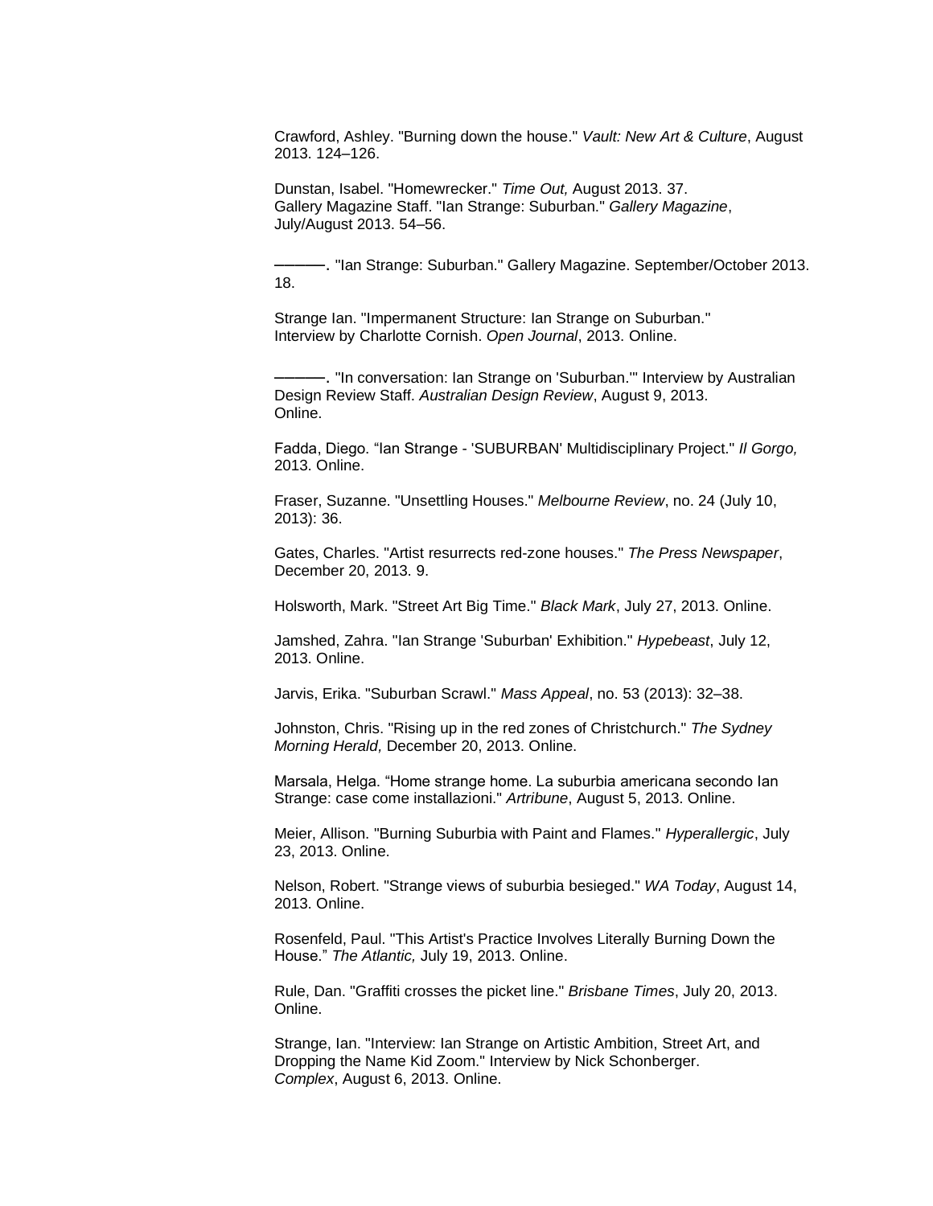Crawford, Ashley. "Burning down the house." *Vault: New Art & Culture*, August 2013. 124–126.

Dunstan, Isabel. "Homewrecker." *Time Out,* August 2013. 37.
Gallery Magazine Staff. "Ian Strange: Suburban." *Gallery Magazine*, July/August 2013. 54–56.

———. "Ian Strange: Suburban." Gallery Magazine. September/October 2013. 18.

Strange Ian. "Impermanent Structure: Ian Strange on Suburban." Interview by Charlotte Cornish. *Open Journal*, 2013. Online.

———. "In conversation: Ian Strange on 'Suburban.'" Interview by Australian Design Review Staff. *Australian Design Review*, August 9, 2013. Online.

Fadda, Diego. "Ian Strange - 'SUBURBAN' Multidisciplinary Project." *Il Gorgo,* 2013. Online.

Fraser, Suzanne. "Unsettling Houses." *Melbourne Review*, no. 24 (July 10, 2013): 36.

Gates, Charles. "Artist resurrects red-zone houses." *The Press Newspaper*, December 20, 2013. 9.

Holsworth, Mark. "Street Art Big Time." *Black Mark*, July 27, 2013. Online.

Jamshed, Zahra. "Ian Strange 'Suburban' Exhibition." *Hypebeast*, July 12, 2013. Online.

Jarvis, Erika. "Suburban Scrawl." *Mass Appeal*, no. 53 (2013): 32–38.

Johnston, Chris. "Rising up in the red zones of Christchurch." *The Sydney Morning Herald,* December 20, 2013. Online.

Marsala, Helga. "Home strange home. La suburbia americana secondo Ian Strange: case come installazioni." *Artribune*, August 5, 2013. Online.

Meier, Allison. "Burning Suburbia with Paint and Flames." *Hyperallergic*, July 23, 2013. Online.

Nelson, Robert. "Strange views of suburbia besieged." *WA Today*, August 14, 2013. Online.

Rosenfeld, Paul. "This Artist's Practice Involves Literally Burning Down the House." *The Atlantic,* July 19, 2013. Online.

Rule, Dan. "Graffiti crosses the picket line." *Brisbane Times*, July 20, 2013. Online.

Strange, Ian. "Interview: Ian Strange on Artistic Ambition, Street Art, and Dropping the Name Kid Zoom." Interview by Nick Schonberger. *Complex*, August 6, 2013. Online.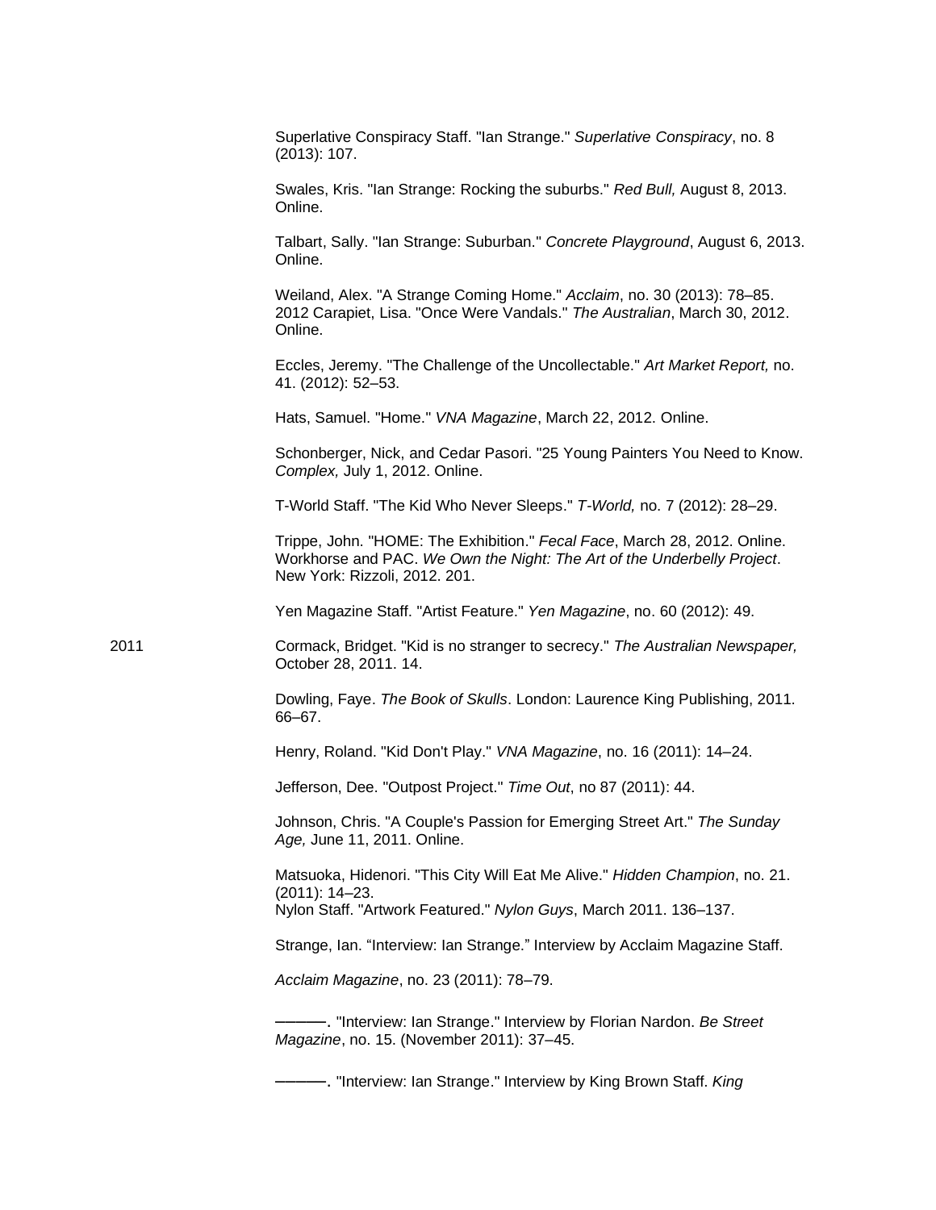Superlative Conspiracy Staff. "Ian Strange." *Superlative Conspiracy*, no. 8 (2013): 107.

Swales, Kris. "Ian Strange: Rocking the suburbs." *Red Bull,* August 8, 2013. Online.

Talbart, Sally. "Ian Strange: Suburban." *Concrete Playground*, August 6, 2013. Online.

Weiland, Alex. "A Strange Coming Home." *Acclaim*, no. 30 (2013): 78–85.
2012 Carapiet, Lisa. "Once Were Vandals." *The Australian*, March 30, 2012. Online.

Eccles, Jeremy. "The Challenge of the Uncollectable." *Art Market Report,* no. 41. (2012): 52–53.

Hats, Samuel. "Home." *VNA Magazine*, March 22, 2012. Online.

Schonberger, Nick, and Cedar Pasori. "25 Young Painters You Need to Know. *Complex,* July 1, 2012. Online.

T-World Staff. "The Kid Who Never Sleeps." *T-World,* no. 7 (2012): 28–29.

Trippe, John. "HOME: The Exhibition." *Fecal Face*, March 28, 2012. Online.
Workhorse and PAC. *We Own the Night: The Art of the Underbelly Project*. New York: Rizzoli, 2012. 201.

Yen Magazine Staff. "Artist Feature." *Yen Magazine*, no. 60 (2012): 49.

2011

Cormack, Bridget. "Kid is no stranger to secrecy." *The Australian Newspaper,* October 28, 2011. 14.

Dowling, Faye. *The Book of Skulls*. London: Laurence King Publishing, 2011. 66–67.

Henry, Roland. "Kid Don't Play." *VNA Magazine*, no. 16 (2011): 14–24.

Jefferson, Dee. "Outpost Project." *Time Out*, no 87 (2011): 44.

Johnson, Chris. "A Couple's Passion for Emerging Street Art." *The Sunday Age,* June 11, 2011. Online.

Matsuoka, Hidenori. "This City Will Eat Me Alive." *Hidden Champion*, no. 21. (2011): 14–23.
Nylon Staff. "Artwork Featured." *Nylon Guys*, March 2011. 136–137.

Strange, Ian. "Interview: Ian Strange." Interview by Acclaim Magazine Staff.

*Acclaim Magazine*, no. 23 (2011): 78–79.

———. "Interview: Ian Strange." Interview by Florian Nardon. *Be Street Magazine*, no. 15. (November 2011): 37–45.

———. "Interview: Ian Strange." Interview by King Brown Staff. *King*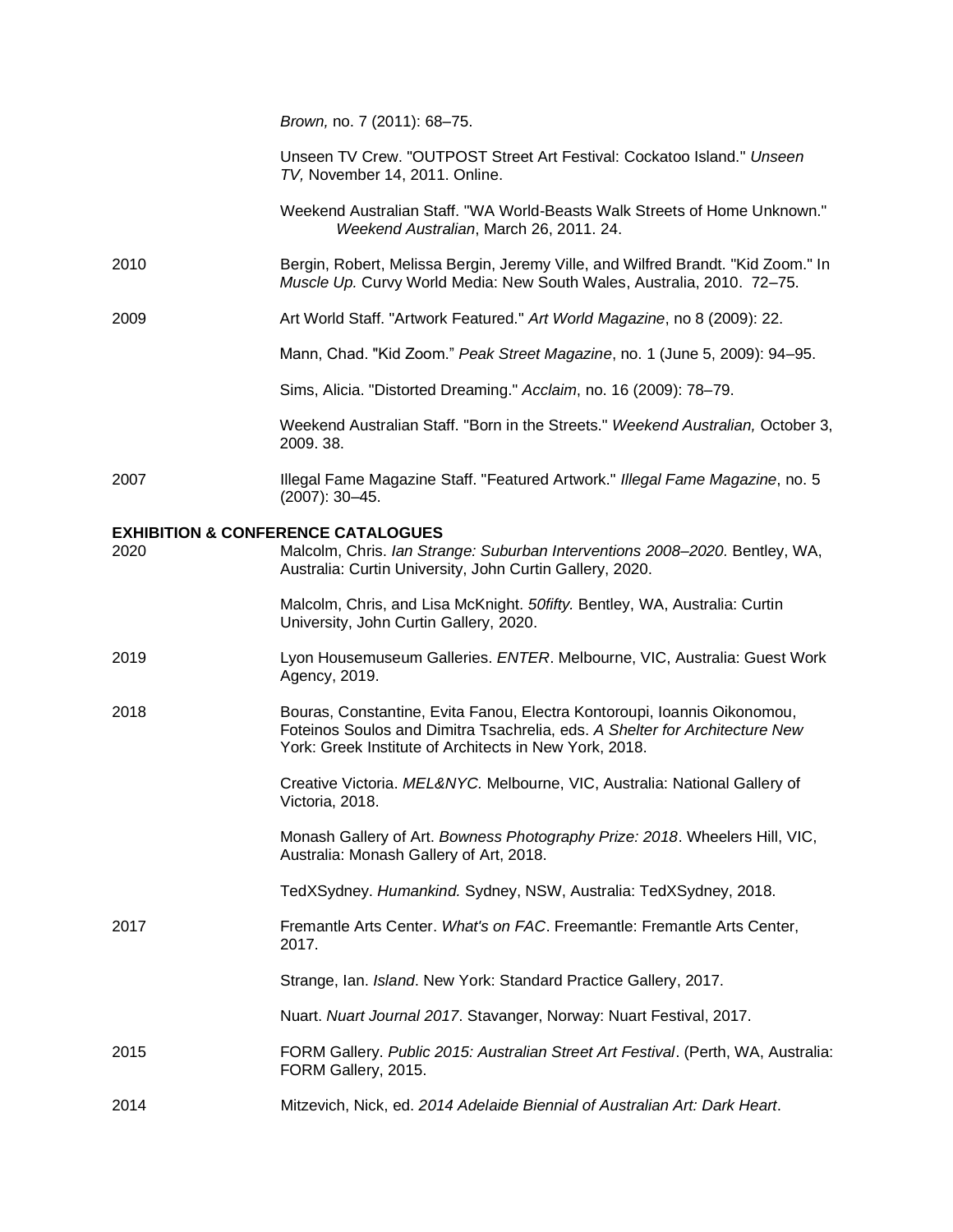*Brown,* no. 7 (2011): 68–75.

Unseen TV Crew. "OUTPOST Street Art Festival: Cockatoo Island." *Unseen TV,* November 14, 2011. Online.

Weekend Australian Staff. "WA World-Beasts Walk Streets of Home Unknown." *Weekend Australian*, March 26, 2011. 24.

2010 Bergin, Robert, Melissa Bergin, Jeremy Ville, and Wilfred Brandt. "Kid Zoom." In *Muscle Up.* Curvy World Media: New South Wales, Australia, 2010. 72–75.

2009 Art World Staff. "Artwork Featured." *Art World Magazine*, no 8 (2009): 22.

Mann, Chad. "Kid Zoom." *Peak Street Magazine*, no. 1 (June 5, 2009): 94–95.

Sims, Alicia. "Distorted Dreaming." *Acclaim*, no. 16 (2009): 78–79.

Weekend Australian Staff. "Born in the Streets." *Weekend Australian,* October 3, 2009. 38.

2007 Illegal Fame Magazine Staff. "Featured Artwork." *Illegal Fame Magazine*, no. 5 (2007): 30–45.

**EXHIBITION & CONFERENCE CATALOGUES**

2020 Malcolm, Chris. *Ian Strange: Suburban Interventions 2008–2020.* Bentley, WA, Australia: Curtin University, John Curtin Gallery, 2020.

Malcolm, Chris, and Lisa McKnight. *50fifty.* Bentley, WA, Australia: Curtin University, John Curtin Gallery, 2020.

2019 Lyon Housemuseum Galleries. *ENTER*. Melbourne, VIC, Australia: Guest Work Agency, 2019.

2018 Bouras, Constantine, Evita Fanou, Electra Kontoroupi, Ioannis Oikonomou, Foteinos Soulos and Dimitra Tsachrelia, eds. *A Shelter for Architecture New* York: Greek Institute of Architects in New York, 2018.

Creative Victoria. *MEL&NYC.* Melbourne, VIC, Australia: National Gallery of Victoria, 2018.

Monash Gallery of Art. *Bowness Photography Prize: 2018*. Wheelers Hill, VIC, Australia: Monash Gallery of Art, 2018.

TedXSydney. *Humankind.* Sydney, NSW, Australia: TedXSydney, 2018.

2017 Fremantle Arts Center. *What's on FAC*. Freemantle: Fremantle Arts Center, 2017.

Strange, Ian. *Island*. New York: Standard Practice Gallery, 2017.

Nuart. *Nuart Journal 2017*. Stavanger, Norway: Nuart Festival, 2017.

2015 FORM Gallery. *Public 2015: Australian Street Art Festival*. (Perth, WA, Australia: FORM Gallery, 2015.

2014 Mitzevich, Nick, ed. *2014 Adelaide Biennial of Australian Art: Dark Heart*.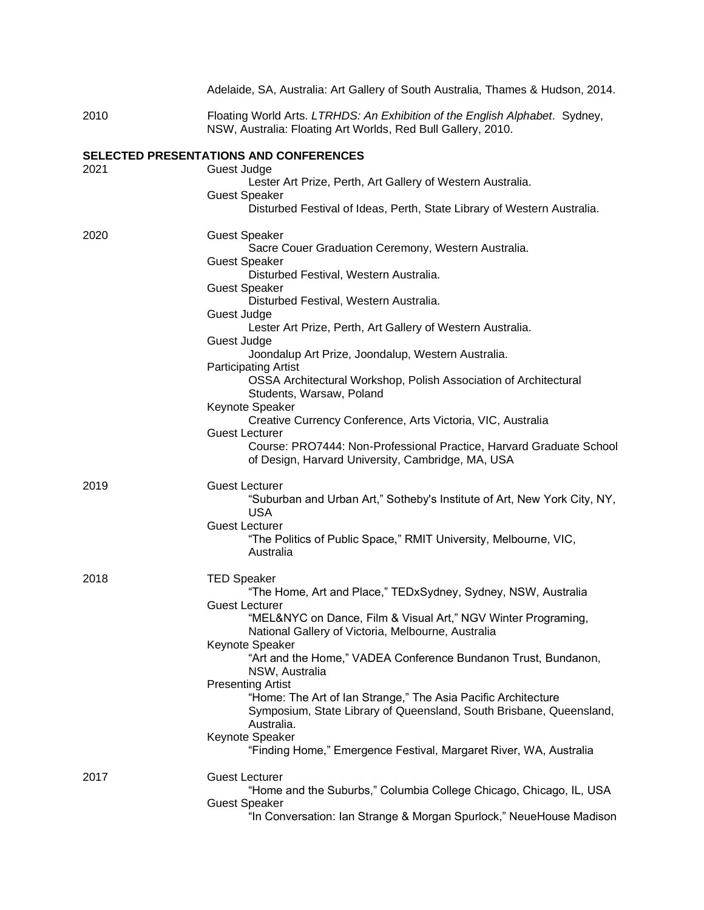Adelaide, SA, Australia: Art Gallery of South Australia, Thames & Hudson, 2014.

2010 Floating World Arts. *LTRHDS: An Exhibition of the English Alphabet*. Sydney, NSW, Australia: Floating Art Worlds, Red Bull Gallery, 2010.

## SELECTED PRESENTATIONS AND CONFERENCES

**2021**

Guest Judge
- Lester Art Prize, Perth, Art Gallery of Western Australia.

Guest Speaker
- Disturbed Festival of Ideas, Perth, State Library of Western Australia.

**2020**

Guest Speaker
- Sacre Couer Graduation Ceremony, Western Australia.

Guest Speaker
- Disturbed Festival, Western Australia.

Guest Speaker
- Disturbed Festival, Western Australia.

Guest Judge
- Lester Art Prize, Perth, Art Gallery of Western Australia.

Guest Judge
- Joondalup Art Prize, Joondalup, Western Australia.

Participating Artist
- OSSA Architectural Workshop, Polish Association of Architectural Students, Warsaw, Poland

Keynote Speaker
- Creative Currency Conference, Arts Victoria, VIC, Australia

Guest Lecturer
- Course: PRO7444: Non-Professional Practice, Harvard Graduate School of Design, Harvard University, Cambridge, MA, USA

**2019**

Guest Lecturer
- "Suburban and Urban Art," Sotheby's Institute of Art, New York City, NY, USA

Guest Lecturer
- "The Politics of Public Space," RMIT University, Melbourne, VIC, Australia

**2018**

TED Speaker
- "The Home, Art and Place," TEDxSydney, Sydney, NSW, Australia

Guest Lecturer
- "MEL&NYC on Dance, Film & Visual Art," NGV Winter Programing, National Gallery of Victoria, Melbourne, Australia

Keynote Speaker
- "Art and the Home," VADEA Conference Bundanon Trust, Bundanon, NSW, Australia

Presenting Artist
- "Home: The Art of Ian Strange," The Asia Pacific Architecture Symposium, State Library of Queensland, South Brisbane, Queensland, Australia.

Keynote Speaker
- "Finding Home," Emergence Festival, Margaret River, WA, Australia

**2017**

Guest Lecturer
- "Home and the Suburbs," Columbia College Chicago, Chicago, IL, USA

Guest Speaker
- "In Conversation: Ian Strange & Morgan Spurlock," NeueHouse Madison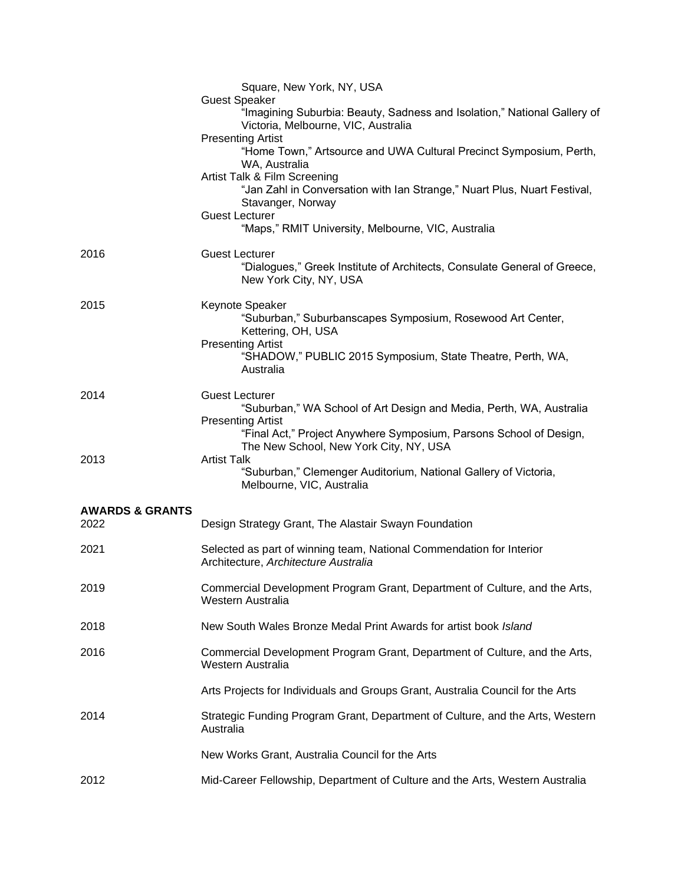Square, New York, NY, USA

Guest Speaker
"Imagining Suburbia: Beauty, Sadness and Isolation," National Gallery of Victoria, Melbourne, VIC, Australia

Presenting Artist
"Home Town," Artsource and UWA Cultural Precinct Symposium, Perth, WA, Australia

Artist Talk & Film Screening
"Jan Zahl in Conversation with Ian Strange," Nuart Plus, Nuart Festival, Stavanger, Norway

Guest Lecturer
"Maps," RMIT University, Melbourne, VIC, Australia

2016
Guest Lecturer
"Dialogues," Greek Institute of Architects, Consulate General of Greece, New York City, NY, USA

2015
Keynote Speaker
"Suburban," Suburbanscapes Symposium, Rosewood Art Center, Kettering, OH, USA

Presenting Artist
"SHADOW," PUBLIC 2015 Symposium, State Theatre, Perth, WA, Australia

2014
Guest Lecturer
"Suburban," WA School of Art Design and Media, Perth, WA, Australia

Presenting Artist
"Final Act," Project Anywhere Symposium, Parsons School of Design, The New School, New York City, NY, USA

2013
Artist Talk
"Suburban," Clemenger Auditorium, National Gallery of Victoria, Melbourne, VIC, Australia

**AWARDS & GRANTS**

2022
Design Strategy Grant, The Alastair Swayn Foundation

2021
Selected as part of winning team, National Commendation for Interior Architecture, *Architecture Australia*

2019
Commercial Development Program Grant, Department of Culture, and the Arts, Western Australia

2018
New South Wales Bronze Medal Print Awards for artist book *Island*

2016
Commercial Development Program Grant, Department of Culture, and the Arts, Western Australia

Arts Projects for Individuals and Groups Grant, Australia Council for the Arts

2014
Strategic Funding Program Grant, Department of Culture, and the Arts, Western Australia

New Works Grant, Australia Council for the Arts

2012
Mid-Career Fellowship, Department of Culture and the Arts, Western Australia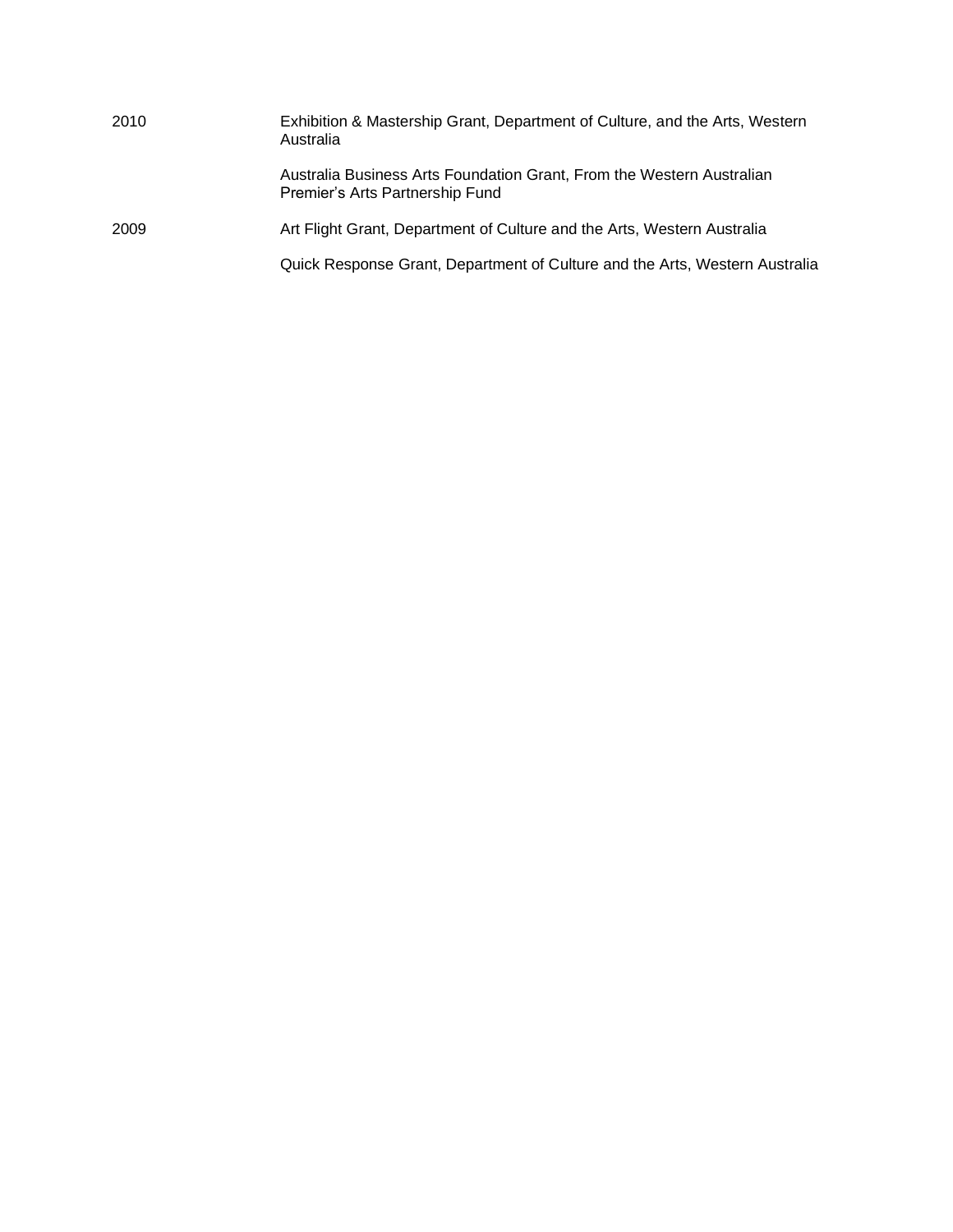2010 Exhibition & Mastership Grant, Department of Culture, and the Arts, Western Australia

Australia Business Arts Foundation Grant, From the Western Australian Premier's Arts Partnership Fund

2009 Art Flight Grant, Department of Culture and the Arts, Western Australia

Quick Response Grant, Department of Culture and the Arts, Western Australia